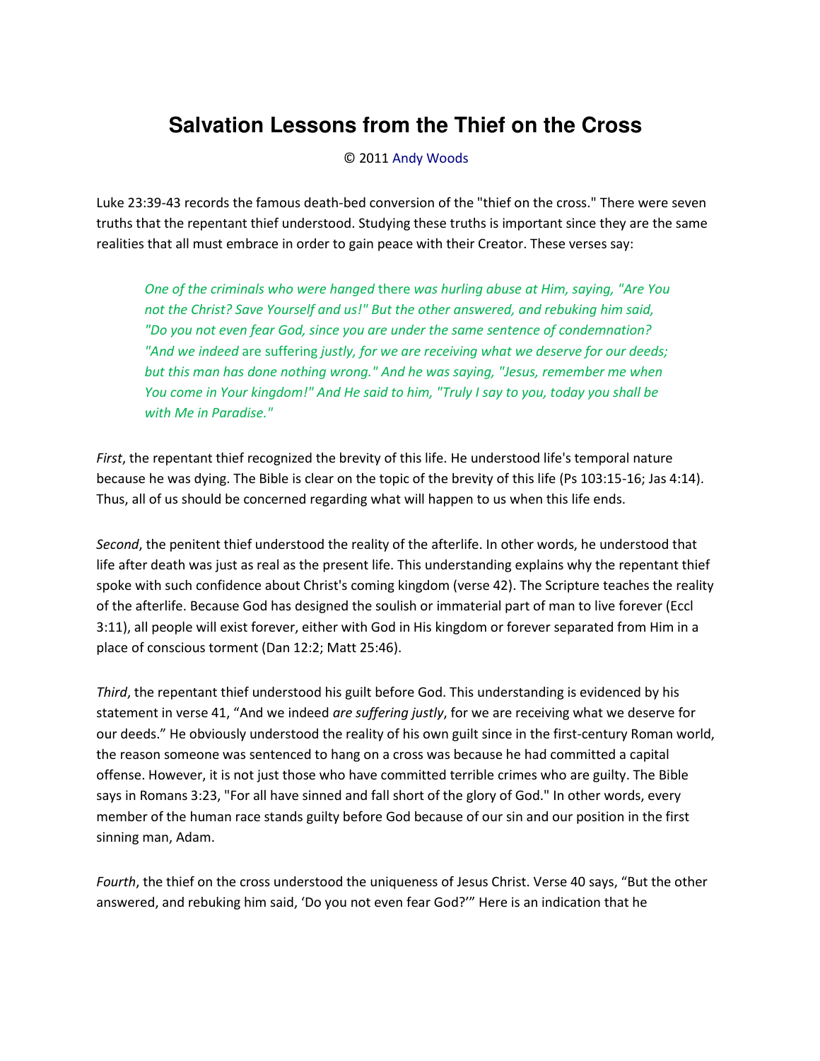# Salvation Lessons from the Thief on the Cross

© 2011 Andy Woods

Luke 23:39-43 records the famous death-bed conversion of the "thief on the cross." There were seven truths that the repentant thief understood. Studying these truths is important since they are the same realities that all must embrace in order to gain peace with their Creator. These verses say:

> *One of the criminals who were hanged* there *was hurling abuse at Him, saying, "Are You not the Christ? Save Yourself and us!" But the other answered, and rebuking him said, "Do you not even fear God, since you are under the same sentence of condemnation? "And we indeed* are suffering *justly, for we are receiving what we deserve for our deeds; but this man has done nothing wrong." And he was saying, "Jesus, remember me when You come in Your kingdom!" And He said to him, "Truly I say to you, today you shall be with Me in Paradise."*

*First*, the repentant thief recognized the brevity of this life. He understood life's temporal nature because he was dying. The Bible is clear on the topic of the brevity of this life (Ps 103:15-16; Jas 4:14). Thus, all of us should be concerned regarding what will happen to us when this life ends.

*Second*, the penitent thief understood the reality of the afterlife. In other words, he understood that life after death was just as real as the present life. This understanding explains why the repentant thief spoke with such confidence about Christ's coming kingdom (verse 42). The Scripture teaches the reality of the afterlife. Because God has designed the soulish or immaterial part of man to live forever (Eccl 3:11), all people will exist forever, either with God in His kingdom or forever separated from Him in a place of conscious torment (Dan 12:2; Matt 25:46).

*Third*, the repentant thief understood his guilt before God. This understanding is evidenced by his statement in verse 41, "And we indeed *are suffering justly*, for we are receiving what we deserve for our deeds." He obviously understood the reality of his own guilt since in the first-century Roman world, the reason someone was sentenced to hang on a cross was because he had committed a capital offense. However, it is not just those who have committed terrible crimes who are guilty. The Bible says in Romans 3:23, "For all have sinned and fall short of the glory of God." In other words, every member of the human race stands guilty before God because of our sin and our position in the first sinning man, Adam.

*Fourth*, the thief on the cross understood the uniqueness of Jesus Christ. Verse 40 says, "But the other answered, and rebuking him said, 'Do you not even fear God?'" Here is an indication that he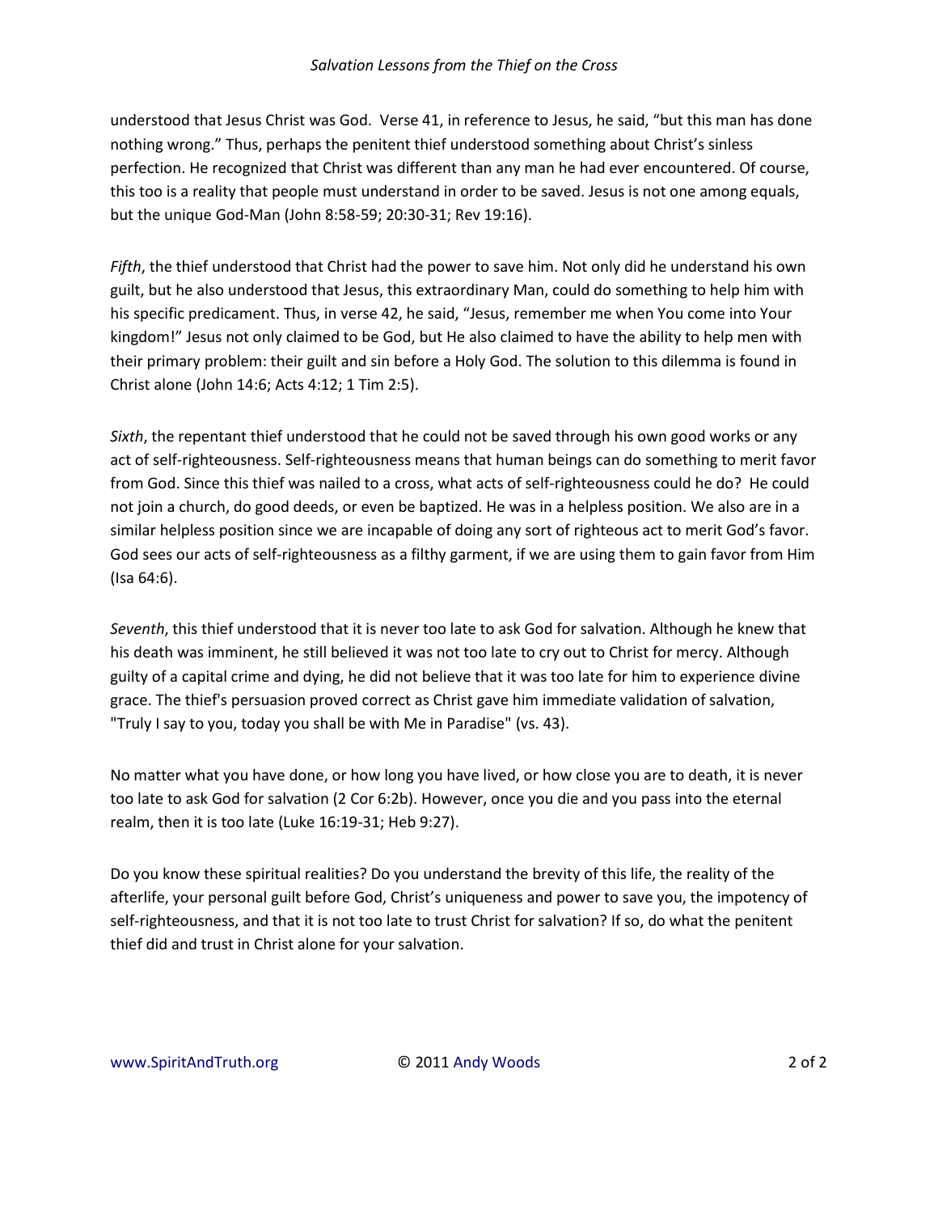understood that Jesus Christ was God. Verse 41, in reference to Jesus, he said, "but this man has done nothing wrong." Thus, perhaps the penitent thief understood something about Christ's sinless perfection. He recognized that Christ was different than any man he had ever encountered. Of course, this too is a reality that people must understand in order to be saved. Jesus is not one among equals, but the unique God-Man (John 8:58-59; 20:30-31; Rev 19:16).

*Fifth*, the thief understood that Christ had the power to save him. Not only did he understand his own guilt, but he also understood that Jesus, this extraordinary Man, could do something to help him with his specific predicament. Thus, in verse 42, he said, "Jesus, remember me when You come into Your kingdom!" Jesus not only claimed to be God, but He also claimed to have the ability to help men with their primary problem: their guilt and sin before a Holy God. The solution to this dilemma is found in Christ alone (John 14:6; Acts 4:12; 1 Tim 2:5).

*Sixth*, the repentant thief understood that he could not be saved through his own good works or any act of self-righteousness. Self-righteousness means that human beings can do something to merit favor from God. Since this thief was nailed to a cross, what acts of self-righteousness could he do? He could not join a church, do good deeds, or even be baptized. He was in a helpless position. We also are in a similar helpless position since we are incapable of doing any sort of righteous act to merit God's favor. God sees our acts of self-righteousness as a filthy garment, if we are using them to gain favor from Him (Isa 64:6).

*Seventh*, this thief understood that it is never too late to ask God for salvation. Although he knew that his death was imminent, he still believed it was not too late to cry out to Christ for mercy. Although guilty of a capital crime and dying, he did not believe that it was too late for him to experience divine grace. The thief's persuasion proved correct as Christ gave him immediate validation of salvation, "Truly I say to you, today you shall be with Me in Paradise" (vs. 43).

No matter what you have done, or how long you have lived, or how close you are to death, it is never too late to ask God for salvation (2 Cor 6:2b). However, once you die and you pass into the eternal realm, then it is too late (Luke 16:19-31; Heb 9:27).

Do you know these spiritual realities? Do you understand the brevity of this life, the reality of the afterlife, your personal guilt before God, Christ's uniqueness and power to save you, the impotency of self-righteousness, and that it is not too late to trust Christ for salvation? If so, do what the penitent thief did and trust in Christ alone for your salvation.